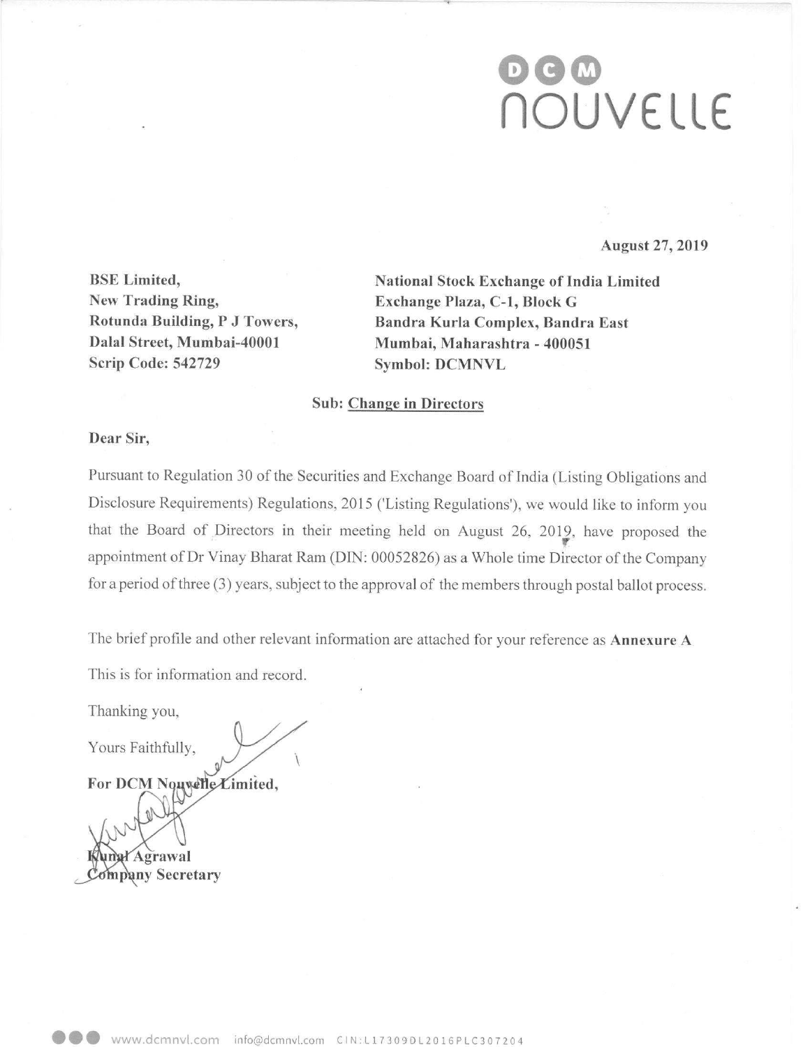# DCM NOUVELLE

**August 27, 2019**

**BSE Limited,**
**New Trading Ring,**
**Rotunda Building, P J Towers,**
**Dalal Street, Mumbai-40001**
**Scrip Code: 542729**

**National Stock Exchange of India Limited**
**Exchange Plaza, C-1, Block G**
**Bandra Kurla Complex, Bandra East**
**Mumbai, Maharashtra - 400051**
**Symbol: DCMNVL**

**Sub: Change in Directors**

**Dear Sir,**

Pursuant to Regulation 30 of the Securities and Exchange Board of India (Listing Obligations and Disclosure Requirements) Regulations, 2015 ('Listing Regulations'), we would like to inform you that the Board of Directors in their meeting held on August 26, 2019, have proposed the appointment of Dr Vinay Bharat Ram (DIN: 00052826) as a Whole time Director of the Company for a period of three (3) years, subject to the approval of the members through postal ballot process.

The brief profile and other relevant information are attached for your reference as **Annexure A**

This is for information and record.

Thanking you,

Yours Faithfully,

**For DCM Nouvelle Limited,**

**Kunal Agrawal**
**Company Secretary**

www.dcmnvl.com info@dcmnvl.com CIN:L17309DL2016PLC307204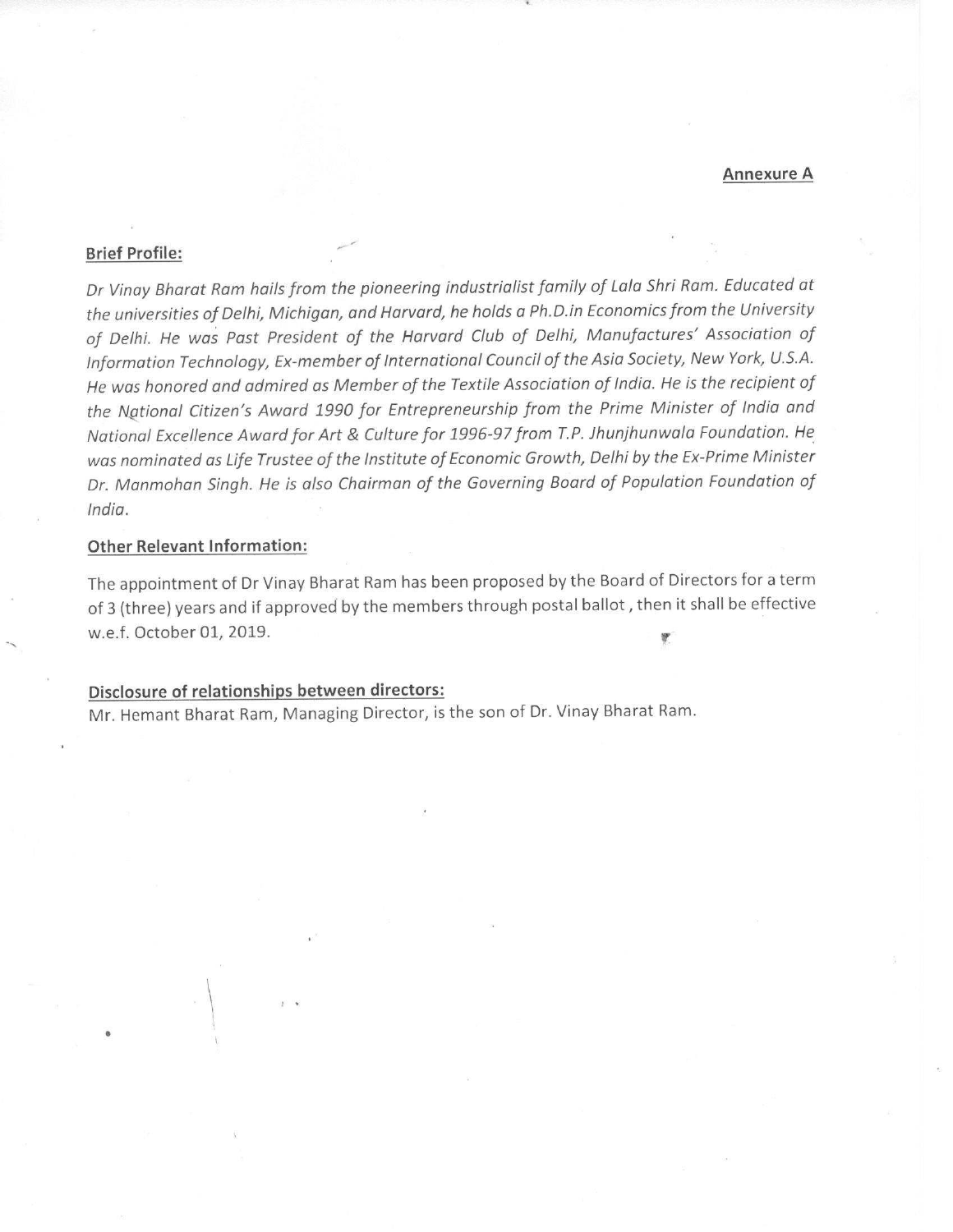**Annexure A**

**Brief Profile:**

*Dr Vinay Bharat Ram hails from the pioneering industrialist family of Lala Shri Ram. Educated at the universities of Delhi, Michigan, and Harvard, he holds a Ph.D.in Economics from the University of Delhi. He was Past President of the Harvard Club of Delhi, Manufactures' Association of Information Technology, Ex-member of International Council of the Asia Society, New York, U.S.A. He was honored and admired as Member of the Textile Association of India. He is the recipient of the National Citizen's Award 1990 for Entrepreneurship from the Prime Minister of India and National Excellence Award for Art & Culture for 1996-97 from T.P. Jhunjhunwala Foundation. He was nominated as Life Trustee of the Institute of Economic Growth, Delhi by the Ex-Prime Minister Dr. Manmohan Singh. He is also Chairman of the Governing Board of Population Foundation of India.*

**Other Relevant Information:**

The appointment of Dr Vinay Bharat Ram has been proposed by the Board of Directors for a term of 3 (three) years and if approved by the members through postal ballot , then it shall be effective w.e.f. October 01, 2019.

**Disclosure of relationships between directors:**

Mr. Hemant Bharat Ram, Managing Director, is the son of Dr. Vinay Bharat Ram.